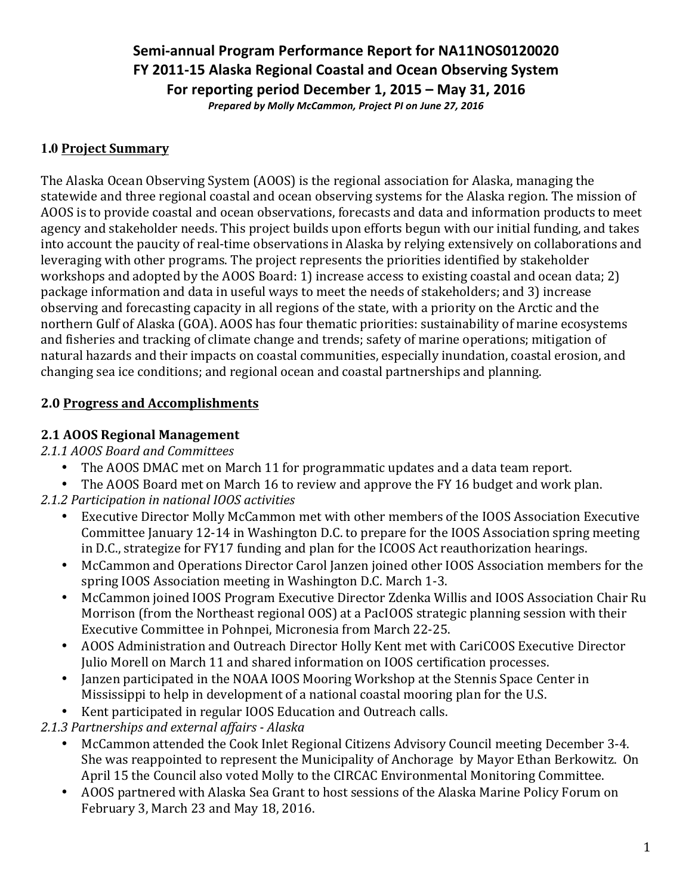**Semi-annual Program Performance Report for NA11NOS0120020**
**FY 2011-15 Alaska Regional Coastal and Ocean Observing System**
**For reporting period December 1, 2015 – May 31, 2016**
***Prepared by Molly McCammon, Project PI on June 27, 2016***

## 1.0 Project Summary

The Alaska Ocean Observing System (AOOS) is the regional association for Alaska, managing the statewide and three regional coastal and ocean observing systems for the Alaska region. The mission of AOOS is to provide coastal and ocean observations, forecasts and data and information products to meet agency and stakeholder needs. This project builds upon efforts begun with our initial funding, and takes into account the paucity of real-time observations in Alaska by relying extensively on collaborations and leveraging with other programs. The project represents the priorities identified by stakeholder workshops and adopted by the AOOS Board: 1) increase access to existing coastal and ocean data; 2) package information and data in useful ways to meet the needs of stakeholders; and 3) increase observing and forecasting capacity in all regions of the state, with a priority on the Arctic and the northern Gulf of Alaska (GOA). AOOS has four thematic priorities: sustainability of marine ecosystems and fisheries and tracking of climate change and trends; safety of marine operations; mitigation of natural hazards and their impacts on coastal communities, especially inundation, coastal erosion, and changing sea ice conditions; and regional ocean and coastal partnerships and planning.

## 2.0 Progress and Accomplishments

### 2.1 AOOS Regional Management

*2.1.1 AOOS Board and Committees*

- The AOOS DMAC met on March 11 for programmatic updates and a data team report.
- The AOOS Board met on March 16 to review and approve the FY 16 budget and work plan.

*2.1.2 Participation in national IOOS activities*

- Executive Director Molly McCammon met with other members of the IOOS Association Executive Committee January 12-14 in Washington D.C. to prepare for the IOOS Association spring meeting in D.C., strategize for FY17 funding and plan for the ICOOS Act reauthorization hearings.
- McCammon and Operations Director Carol Janzen joined other IOOS Association members for the spring IOOS Association meeting in Washington D.C. March 1-3.
- McCammon joined IOOS Program Executive Director Zdenka Willis and IOOS Association Chair Ru Morrison (from the Northeast regional OOS) at a PacIOOS strategic planning session with their Executive Committee in Pohnpei, Micronesia from March 22-25.
- AOOS Administration and Outreach Director Holly Kent met with CariCOOS Executive Director Julio Morell on March 11 and shared information on IOOS certification processes.
- Janzen participated in the NOAA IOOS Mooring Workshop at the Stennis Space Center in Mississippi to help in development of a national coastal mooring plan for the U.S.
- Kent participated in regular IOOS Education and Outreach calls.

*2.1.3 Partnerships and external affairs - Alaska*

- McCammon attended the Cook Inlet Regional Citizens Advisory Council meeting December 3-4. She was reappointed to represent the Municipality of Anchorage by Mayor Ethan Berkowitz. On April 15 the Council also voted Molly to the CIRCAC Environmental Monitoring Committee.
- AOOS partnered with Alaska Sea Grant to host sessions of the Alaska Marine Policy Forum on February 3, March 23 and May 18, 2016.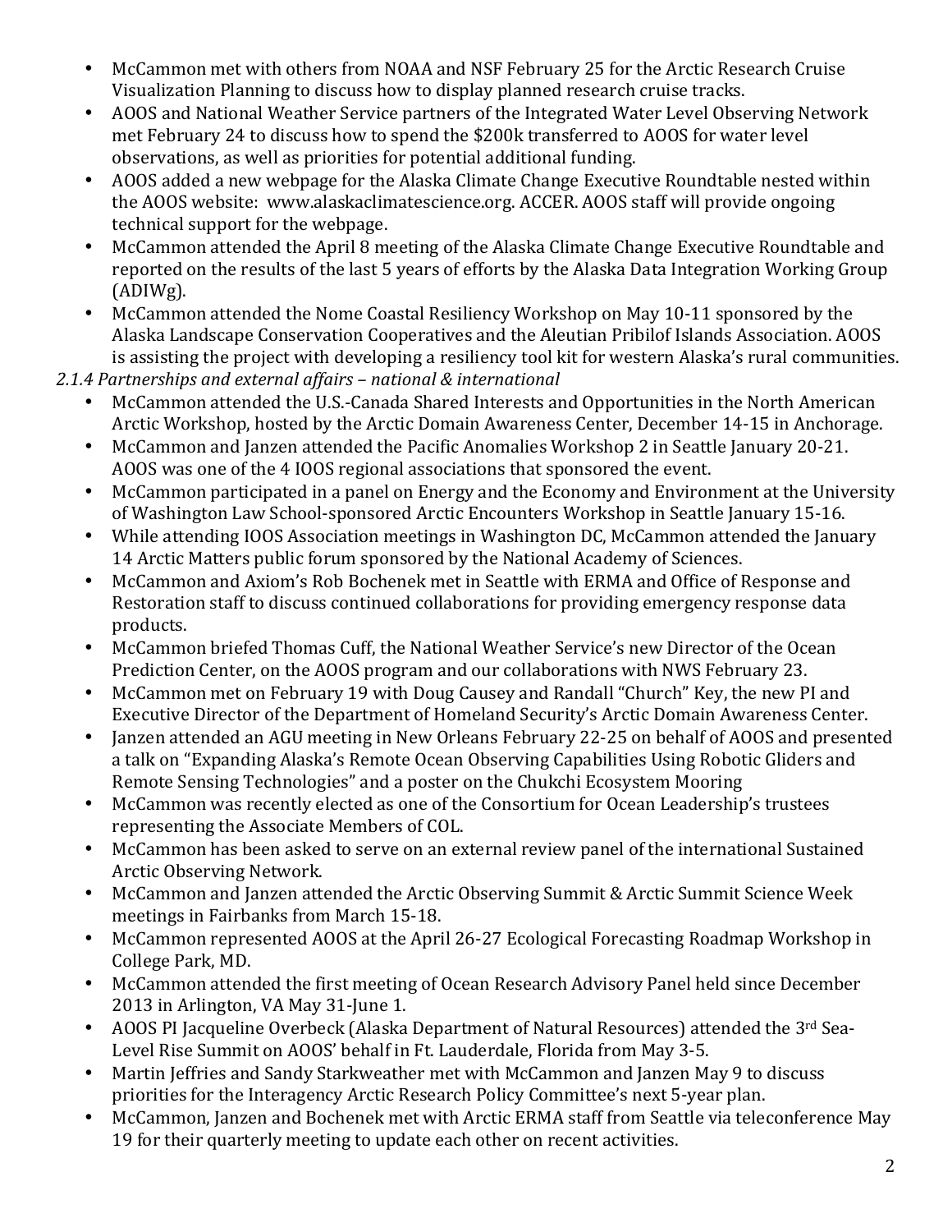- McCammon met with others from NOAA and NSF February 25 for the Arctic Research Cruise Visualization Planning to discuss how to display planned research cruise tracks.
- AOOS and National Weather Service partners of the Integrated Water Level Observing Network met February 24 to discuss how to spend the $200k transferred to AOOS for water level observations, as well as priorities for potential additional funding.
- AOOS added a new webpage for the Alaska Climate Change Executive Roundtable nested within the AOOS website: www.alaskaclimatescience.org. ACCER. AOOS staff will provide ongoing technical support for the webpage.
- McCammon attended the April 8 meeting of the Alaska Climate Change Executive Roundtable and reported on the results of the last 5 years of efforts by the Alaska Data Integration Working Group (ADIWg).
- McCammon attended the Nome Coastal Resiliency Workshop on May 10-11 sponsored by the Alaska Landscape Conservation Cooperatives and the Aleutian Pribilof Islands Association. AOOS is assisting the project with developing a resiliency tool kit for western Alaska's rural communities.

*2.1.4 Partnerships and external affairs – national & international*

- McCammon attended the U.S.-Canada Shared Interests and Opportunities in the North American Arctic Workshop, hosted by the Arctic Domain Awareness Center, December 14-15 in Anchorage.
- McCammon and Janzen attended the Pacific Anomalies Workshop 2 in Seattle January 20-21. AOOS was one of the 4 IOOS regional associations that sponsored the event.
- McCammon participated in a panel on Energy and the Economy and Environment at the University of Washington Law School-sponsored Arctic Encounters Workshop in Seattle January 15-16.
- While attending IOOS Association meetings in Washington DC, McCammon attended the January 14 Arctic Matters public forum sponsored by the National Academy of Sciences.
- McCammon and Axiom's Rob Bochenek met in Seattle with ERMA and Office of Response and Restoration staff to discuss continued collaborations for providing emergency response data products.
- McCammon briefed Thomas Cuff, the National Weather Service's new Director of the Ocean Prediction Center, on the AOOS program and our collaborations with NWS February 23.
- McCammon met on February 19 with Doug Causey and Randall "Church" Key, the new PI and Executive Director of the Department of Homeland Security's Arctic Domain Awareness Center.
- Janzen attended an AGU meeting in New Orleans February 22-25 on behalf of AOOS and presented a talk on "Expanding Alaska's Remote Ocean Observing Capabilities Using Robotic Gliders and Remote Sensing Technologies" and a poster on the Chukchi Ecosystem Mooring
- McCammon was recently elected as one of the Consortium for Ocean Leadership's trustees representing the Associate Members of COL.
- McCammon has been asked to serve on an external review panel of the international Sustained Arctic Observing Network.
- McCammon and Janzen attended the Arctic Observing Summit & Arctic Summit Science Week meetings in Fairbanks from March 15-18.
- McCammon represented AOOS at the April 26-27 Ecological Forecasting Roadmap Workshop in College Park, MD.
- McCammon attended the first meeting of Ocean Research Advisory Panel held since December 2013 in Arlington, VA May 31-June 1.
- AOOS PI Jacqueline Overbeck (Alaska Department of Natural Resources) attended the 3rd Sea-Level Rise Summit on AOOS' behalf in Ft. Lauderdale, Florida from May 3-5.
- Martin Jeffries and Sandy Starkweather met with McCammon and Janzen May 9 to discuss priorities for the Interagency Arctic Research Policy Committee's next 5-year plan.
- McCammon, Janzen and Bochenek met with Arctic ERMA staff from Seattle via teleconference May 19 for their quarterly meeting to update each other on recent activities.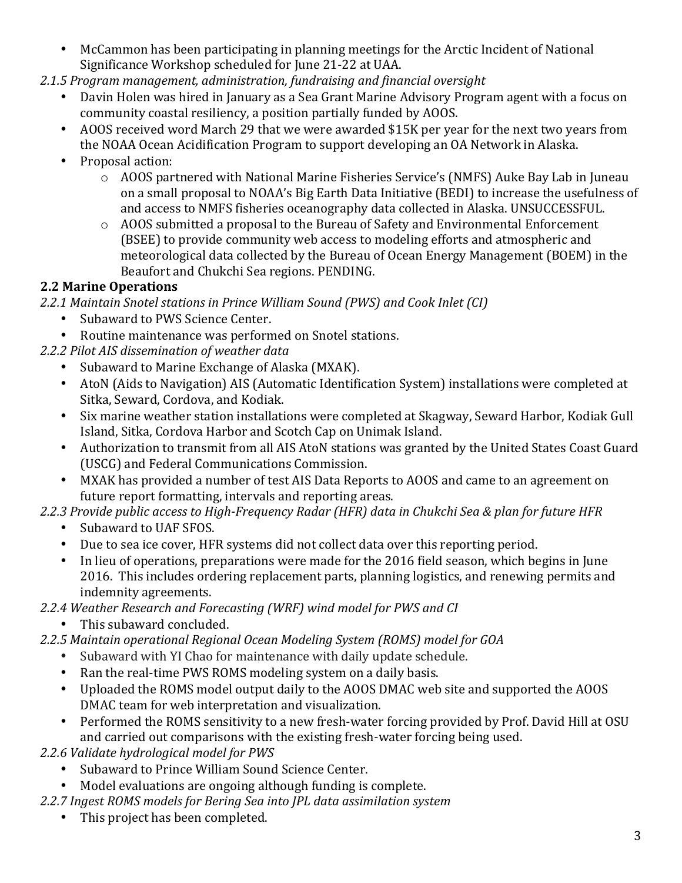- McCammon has been participating in planning meetings for the Arctic Incident of National Significance Workshop scheduled for June 21-22 at UAA.

*2.1.5 Program management, administration, fundraising and financial oversight*

- Davin Holen was hired in January as a Sea Grant Marine Advisory Program agent with a focus on community coastal resiliency, a position partially funded by AOOS.
- AOOS received word March 29 that we were awarded $15K per year for the next two years from the NOAA Ocean Acidification Program to support developing an OA Network in Alaska.
- Proposal action:
  - AOOS partnered with National Marine Fisheries Service's (NMFS) Auke Bay Lab in Juneau on a small proposal to NOAA's Big Earth Data Initiative (BEDI) to increase the usefulness of and access to NMFS fisheries oceanography data collected in Alaska. UNSUCCESSFUL.
  - AOOS submitted a proposal to the Bureau of Safety and Environmental Enforcement (BSEE) to provide community web access to modeling efforts and atmospheric and meteorological data collected by the Bureau of Ocean Energy Management (BOEM) in the Beaufort and Chukchi Sea regions. PENDING.

**2.2 Marine Operations**

*2.2.1 Maintain Snotel stations in Prince William Sound (PWS) and Cook Inlet (CI)*

- Subaward to PWS Science Center.
- Routine maintenance was performed on Snotel stations.

*2.2.2 Pilot AIS dissemination of weather data*

- Subaward to Marine Exchange of Alaska (MXAK).
- AtoN (Aids to Navigation) AIS (Automatic Identification System) installations were completed at Sitka, Seward, Cordova, and Kodiak.
- Six marine weather station installations were completed at Skagway, Seward Harbor, Kodiak Gull Island, Sitka, Cordova Harbor and Scotch Cap on Unimak Island.
- Authorization to transmit from all AIS AtoN stations was granted by the United States Coast Guard (USCG) and Federal Communications Commission.
- MXAK has provided a number of test AIS Data Reports to AOOS and came to an agreement on future report formatting, intervals and reporting areas.

*2.2.3 Provide public access to High-Frequency Radar (HFR) data in Chukchi Sea & plan for future HFR*

- Subaward to UAF SFOS.
- Due to sea ice cover, HFR systems did not collect data over this reporting period.
- In lieu of operations, preparations were made for the 2016 field season, which begins in June 2016. This includes ordering replacement parts, planning logistics, and renewing permits and indemnity agreements.

*2.2.4 Weather Research and Forecasting (WRF) wind model for PWS and CI*

- This subaward concluded.

*2.2.5 Maintain operational Regional Ocean Modeling System (ROMS) model for GOA*

- Subaward with YI Chao for maintenance with daily update schedule.
- Ran the real-time PWS ROMS modeling system on a daily basis.
- Uploaded the ROMS model output daily to the AOOS DMAC web site and supported the AOOS DMAC team for web interpretation and visualization.
- Performed the ROMS sensitivity to a new fresh-water forcing provided by Prof. David Hill at OSU and carried out comparisons with the existing fresh-water forcing being used.

*2.2.6 Validate hydrological model for PWS*

- Subaward to Prince William Sound Science Center.
- Model evaluations are ongoing although funding is complete.

*2.2.7 Ingest ROMS models for Bering Sea into JPL data assimilation system*

- This project has been completed.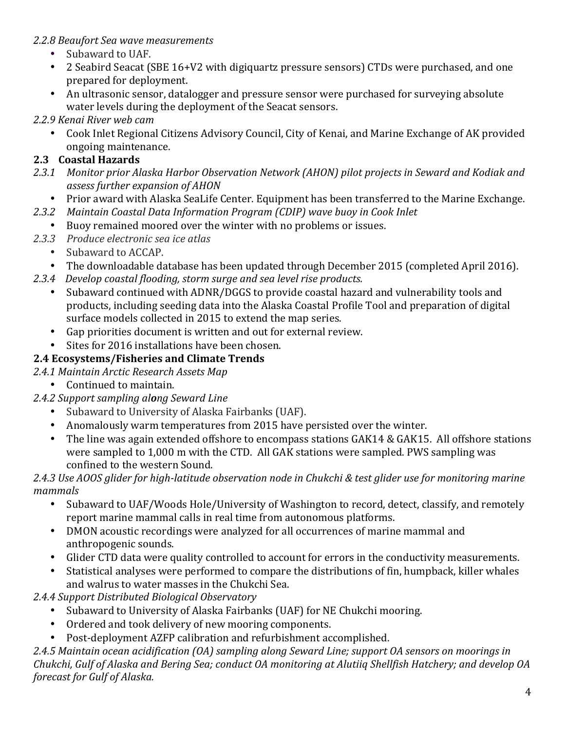*2.2.8 Beaufort Sea wave measurements*

- Subaward to UAF.
- 2 Seabird Seacat (SBE 16+V2 with digiquartz pressure sensors) CTDs were purchased, and one prepared for deployment.
- An ultrasonic sensor, datalogger and pressure sensor were purchased for surveying absolute water levels during the deployment of the Seacat sensors.

*2.2.9 Kenai River web cam*

- Cook Inlet Regional Citizens Advisory Council, City of Kenai, and Marine Exchange of AK provided ongoing maintenance.

## 2.3 Coastal Hazards

*2.3.1 Monitor prior Alaska Harbor Observation Network (AHON) pilot projects in Seward and Kodiak and assess further expansion of AHON*

- Prior award with Alaska SeaLife Center. Equipment has been transferred to the Marine Exchange.

*2.3.2 Maintain Coastal Data Information Program (CDIP) wave buoy in Cook Inlet*

- Buoy remained moored over the winter with no problems or issues.

*2.3.3 Produce electronic sea ice atlas*

- Subaward to ACCAP.
- The downloadable database has been updated through December 2015 (completed April 2016).

*2.3.4 Develop coastal flooding, storm surge and sea level rise products.*

- Subaward continued with ADNR/DGGS to provide coastal hazard and vulnerability tools and products, including seeding data into the Alaska Coastal Profile Tool and preparation of digital surface models collected in 2015 to extend the map series.
- Gap priorities document is written and out for external review.
- Sites for 2016 installations have been chosen.

## 2.4 Ecosystems/Fisheries and Climate Trends

*2.4.1 Maintain Arctic Research Assets Map*

- Continued to maintain.

*2.4.2 Support sampling along Seward Line*

- Subaward to University of Alaska Fairbanks (UAF).
- Anomalously warm temperatures from 2015 have persisted over the winter.
- The line was again extended offshore to encompass stations GAK14 & GAK15. All offshore stations were sampled to 1,000 m with the CTD. All GAK stations were sampled. PWS sampling was confined to the western Sound.

*2.4.3 Use AOOS glider for high-latitude observation node in Chukchi & test glider use for monitoring marine mammals*

- Subaward to UAF/Woods Hole/University of Washington to record, detect, classify, and remotely report marine mammal calls in real time from autonomous platforms.
- DMON acoustic recordings were analyzed for all occurrences of marine mammal and anthropogenic sounds.
- Glider CTD data were quality controlled to account for errors in the conductivity measurements.
- Statistical analyses were performed to compare the distributions of fin, humpback, killer whales and walrus to water masses in the Chukchi Sea.

*2.4.4 Support Distributed Biological Observatory*

- Subaward to University of Alaska Fairbanks (UAF) for NE Chukchi mooring.
- Ordered and took delivery of new mooring components.
- Post-deployment AZFP calibration and refurbishment accomplished.

*2.4.5 Maintain ocean acidification (OA) sampling along Seward Line; support OA sensors on moorings in Chukchi, Gulf of Alaska and Bering Sea; conduct OA monitoring at Alutiiq Shellfish Hatchery; and develop OA forecast for Gulf of Alaska.*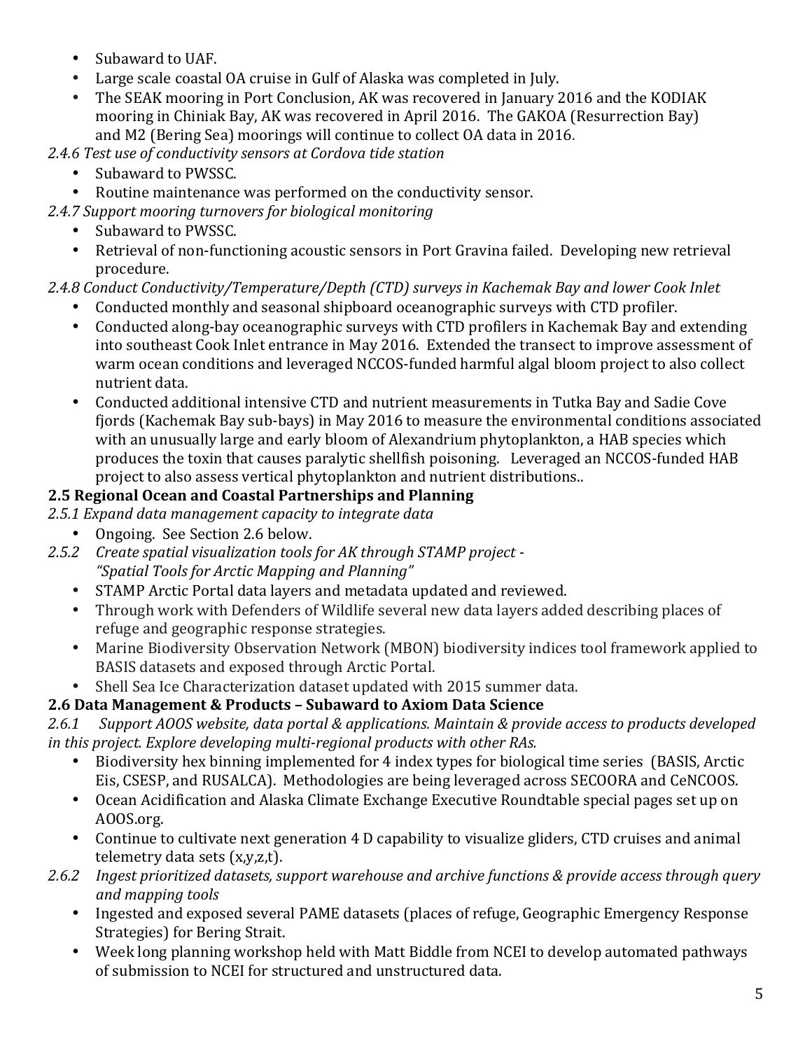- Subaward to UAF.
- Large scale coastal OA cruise in Gulf of Alaska was completed in July.
- The SEAK mooring in Port Conclusion, AK was recovered in January 2016 and the KODIAK mooring in Chiniak Bay, AK was recovered in April 2016. The GAKOA (Resurrection Bay) and M2 (Bering Sea) moorings will continue to collect OA data in 2016.

*2.4.6 Test use of conductivity sensors at Cordova tide station*

- Subaward to PWSSC.
- Routine maintenance was performed on the conductivity sensor.

*2.4.7 Support mooring turnovers for biological monitoring*

- Subaward to PWSSC.
- Retrieval of non-functioning acoustic sensors in Port Gravina failed. Developing new retrieval procedure.

*2.4.8 Conduct Conductivity/Temperature/Depth (CTD) surveys in Kachemak Bay and lower Cook Inlet*

- Conducted monthly and seasonal shipboard oceanographic surveys with CTD profiler.
- Conducted along-bay oceanographic surveys with CTD profilers in Kachemak Bay and extending into southeast Cook Inlet entrance in May 2016. Extended the transect to improve assessment of warm ocean conditions and leveraged NCCOS-funded harmful algal bloom project to also collect nutrient data.
- Conducted additional intensive CTD and nutrient measurements in Tutka Bay and Sadie Cove fjords (Kachemak Bay sub-bays) in May 2016 to measure the environmental conditions associated with an unusually large and early bloom of Alexandrium phytoplankton, a HAB species which produces the toxin that causes paralytic shellfish poisoning. Leveraged an NCCOS-funded HAB project to also assess vertical phytoplankton and nutrient distributions..

**2.5 Regional Ocean and Coastal Partnerships and Planning**

*2.5.1 Expand data management capacity to integrate data*

- Ongoing. See Section 2.6 below.

*2.5.2 Create spatial visualization tools for AK through STAMP project - "Spatial Tools for Arctic Mapping and Planning"*

- STAMP Arctic Portal data layers and metadata updated and reviewed.
- Through work with Defenders of Wildlife several new data layers added describing places of refuge and geographic response strategies.
- Marine Biodiversity Observation Network (MBON) biodiversity indices tool framework applied to BASIS datasets and exposed through Arctic Portal.
- Shell Sea Ice Characterization dataset updated with 2015 summer data.

**2.6 Data Management & Products – Subaward to Axiom Data Science**

*2.6.1 Support AOOS website, data portal & applications. Maintain & provide access to products developed in this project. Explore developing multi-regional products with other RAs.*

- Biodiversity hex binning implemented for 4 index types for biological time series (BASIS, Arctic Eis, CSESP, and RUSALCA). Methodologies are being leveraged across SECOORA and CeNCOOS.
- Ocean Acidification and Alaska Climate Exchange Executive Roundtable special pages set up on AOOS.org.
- Continue to cultivate next generation 4 D capability to visualize gliders, CTD cruises and animal telemetry data sets (x,y,z,t).

*2.6.2 Ingest prioritized datasets, support warehouse and archive functions & provide access through query and mapping tools*

- Ingested and exposed several PAME datasets (places of refuge, Geographic Emergency Response Strategies) for Bering Strait.
- Week long planning workshop held with Matt Biddle from NCEI to develop automated pathways of submission to NCEI for structured and unstructured data.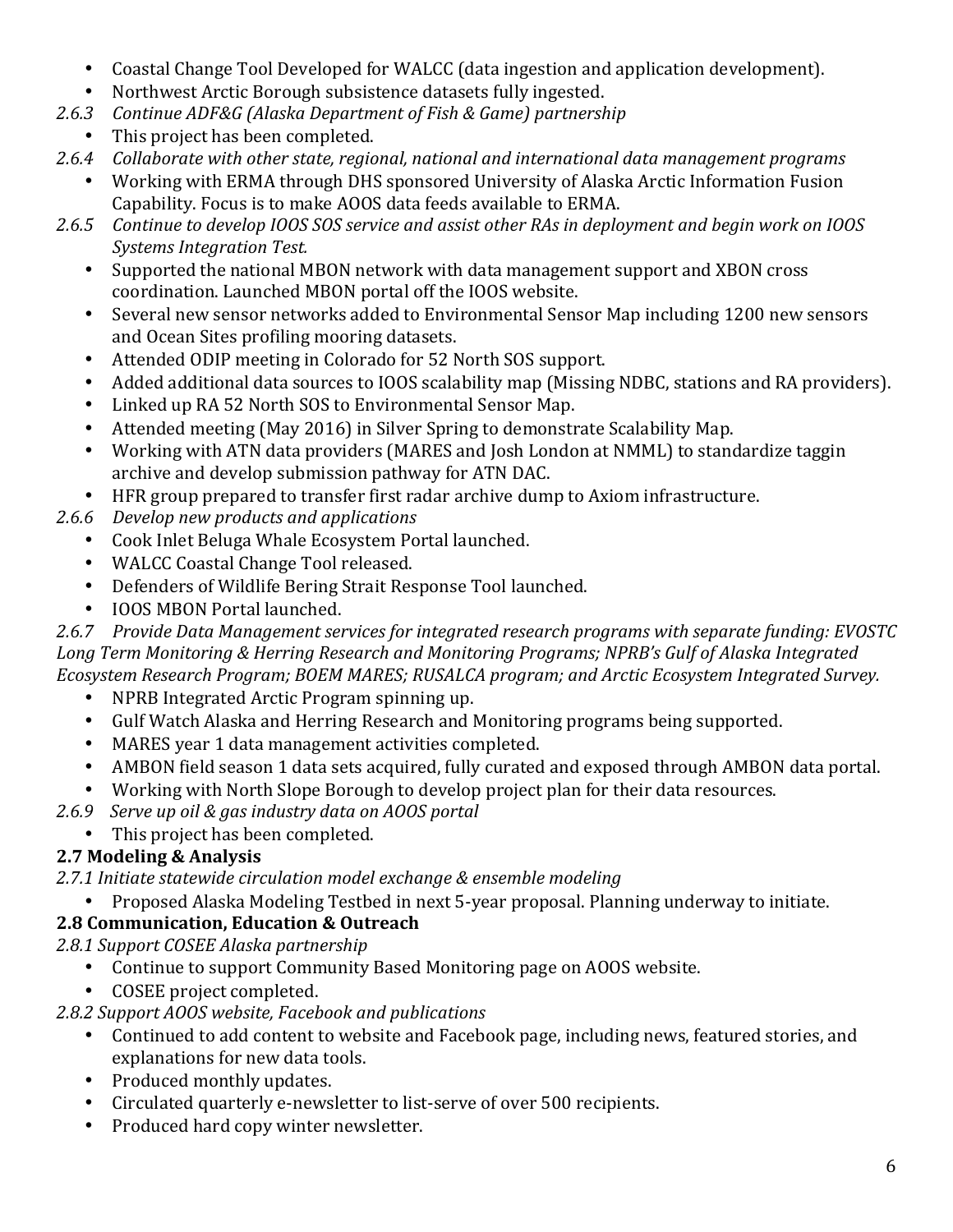- Coastal Change Tool Developed for WALCC (data ingestion and application development).
- Northwest Arctic Borough subsistence datasets fully ingested.

*2.6.3 Continue ADF&G (Alaska Department of Fish & Game) partnership*

- This project has been completed.

*2.6.4 Collaborate with other state, regional, national and international data management programs*

- Working with ERMA through DHS sponsored University of Alaska Arctic Information Fusion Capability. Focus is to make AOOS data feeds available to ERMA.

*2.6.5 Continue to develop IOOS SOS service and assist other RAs in deployment and begin work on IOOS Systems Integration Test.*

- Supported the national MBON network with data management support and XBON cross coordination. Launched MBON portal off the IOOS website.
- Several new sensor networks added to Environmental Sensor Map including 1200 new sensors and Ocean Sites profiling mooring datasets.
- Attended ODIP meeting in Colorado for 52 North SOS support.
- Added additional data sources to IOOS scalability map (Missing NDBC, stations and RA providers).
- Linked up RA 52 North SOS to Environmental Sensor Map.
- Attended meeting (May 2016) in Silver Spring to demonstrate Scalability Map.
- Working with ATN data providers (MARES and Josh London at NMML) to standardize taggin archive and develop submission pathway for ATN DAC.
- HFR group prepared to transfer first radar archive dump to Axiom infrastructure.

*2.6.6 Develop new products and applications*

- Cook Inlet Beluga Whale Ecosystem Portal launched.
- WALCC Coastal Change Tool released.
- Defenders of Wildlife Bering Strait Response Tool launched.
- IOOS MBON Portal launched.

*2.6.7 Provide Data Management services for integrated research programs with separate funding: EVOSTC Long Term Monitoring & Herring Research and Monitoring Programs; NPRB's Gulf of Alaska Integrated Ecosystem Research Program; BOEM MARES; RUSALCA program; and Arctic Ecosystem Integrated Survey.*

- NPRB Integrated Arctic Program spinning up.
- Gulf Watch Alaska and Herring Research and Monitoring programs being supported.
- MARES year 1 data management activities completed.
- AMBON field season 1 data sets acquired, fully curated and exposed through AMBON data portal.
- Working with North Slope Borough to develop project plan for their data resources.

*2.6.9 Serve up oil & gas industry data on AOOS portal*

- This project has been completed.

**2.7 Modeling & Analysis**

*2.7.1 Initiate statewide circulation model exchange & ensemble modeling*

- Proposed Alaska Modeling Testbed in next 5-year proposal. Planning underway to initiate.

**2.8 Communication, Education & Outreach**

*2.8.1 Support COSEE Alaska partnership*

- Continue to support Community Based Monitoring page on AOOS website.
- COSEE project completed.

*2.8.2 Support AOOS website, Facebook and publications*

- Continued to add content to website and Facebook page, including news, featured stories, and explanations for new data tools.
- Produced monthly updates.
- Circulated quarterly e-newsletter to list-serve of over 500 recipients.
- Produced hard copy winter newsletter.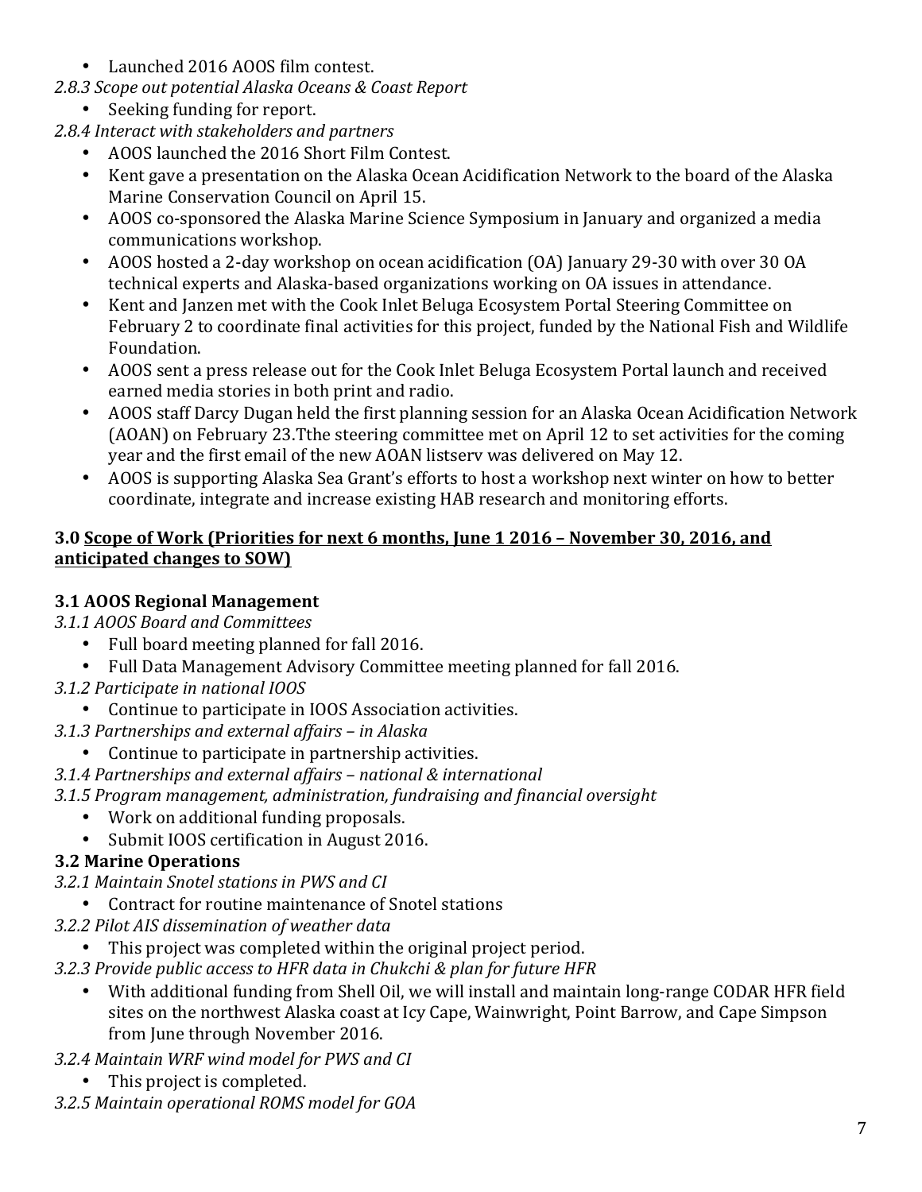- Launched 2016 AOOS film contest.

*2.8.3 Scope out potential Alaska Oceans & Coast Report*

- Seeking funding for report.

*2.8.4 Interact with stakeholders and partners*

- AOOS launched the 2016 Short Film Contest.
- Kent gave a presentation on the Alaska Ocean Acidification Network to the board of the Alaska Marine Conservation Council on April 15.
- AOOS co-sponsored the Alaska Marine Science Symposium in January and organized a media communications workshop.
- AOOS hosted a 2-day workshop on ocean acidification (OA) January 29-30 with over 30 OA technical experts and Alaska-based organizations working on OA issues in attendance.
- Kent and Janzen met with the Cook Inlet Beluga Ecosystem Portal Steering Committee on February 2 to coordinate final activities for this project, funded by the National Fish and Wildlife Foundation.
- AOOS sent a press release out for the Cook Inlet Beluga Ecosystem Portal launch and received earned media stories in both print and radio.
- AOOS staff Darcy Dugan held the first planning session for an Alaska Ocean Acidification Network (AOAN) on February 23.Tthe steering committee met on April 12 to set activities for the coming year and the first email of the new AOAN listserv was delivered on May 12.
- AOOS is supporting Alaska Sea Grant's efforts to host a workshop next winter on how to better coordinate, integrate and increase existing HAB research and monitoring efforts.

## 3.0 <u>Scope of Work (Priorities for next 6 months, June 1 2016 – November 30, 2016, and anticipated changes to SOW)</u>

### 3.1 AOOS Regional Management

*3.1.1 AOOS Board and Committees*

- Full board meeting planned for fall 2016.
- Full Data Management Advisory Committee meeting planned for fall 2016.

*3.1.2 Participate in national IOOS*

- Continue to participate in IOOS Association activities.

*3.1.3 Partnerships and external affairs – in Alaska*

- Continue to participate in partnership activities.

*3.1.4 Partnerships and external affairs – national & international*

*3.1.5 Program management, administration, fundraising and financial oversight*

- Work on additional funding proposals.
- Submit IOOS certification in August 2016.

### 3.2 Marine Operations

*3.2.1 Maintain Snotel stations in PWS and CI*

- Contract for routine maintenance of Snotel stations

*3.2.2 Pilot AIS dissemination of weather data*

- This project was completed within the original project period.

*3.2.3 Provide public access to HFR data in Chukchi & plan for future HFR*

- With additional funding from Shell Oil, we will install and maintain long-range CODAR HFR field sites on the northwest Alaska coast at Icy Cape, Wainwright, Point Barrow, and Cape Simpson from June through November 2016.

*3.2.4 Maintain WRF wind model for PWS and CI*

- This project is completed.

*3.2.5 Maintain operational ROMS model for GOA*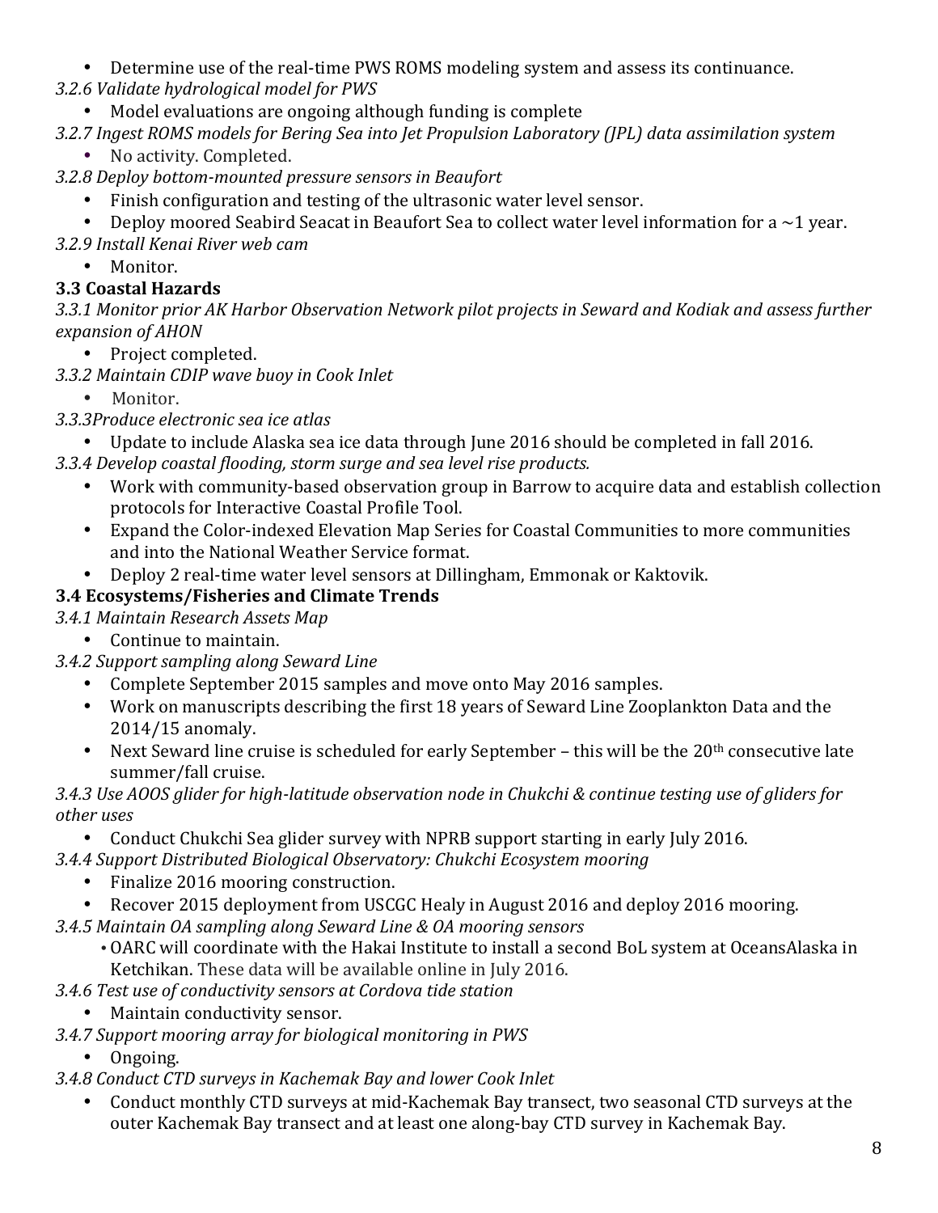- Determine use of the real-time PWS ROMS modeling system and assess its continuance.

*3.2.6 Validate hydrological model for PWS*

- Model evaluations are ongoing although funding is complete

*3.2.7 Ingest ROMS models for Bering Sea into Jet Propulsion Laboratory (JPL) data assimilation system*

- No activity. Completed.

*3.2.8 Deploy bottom-mounted pressure sensors in Beaufort*

- Finish configuration and testing of the ultrasonic water level sensor.
- Deploy moored Seabird Seacat in Beaufort Sea to collect water level information for a ~1 year.

*3.2.9 Install Kenai River web cam*

- Monitor.

**3.3 Coastal Hazards**

*3.3.1 Monitor prior AK Harbor Observation Network pilot projects in Seward and Kodiak and assess further expansion of AHON*

- Project completed.

*3.3.2 Maintain CDIP wave buoy in Cook Inlet*

- Monitor.

*3.3.3Produce electronic sea ice atlas*

- Update to include Alaska sea ice data through June 2016 should be completed in fall 2016.

*3.3.4 Develop coastal flooding, storm surge and sea level rise products.*

- Work with community-based observation group in Barrow to acquire data and establish collection protocols for Interactive Coastal Profile Tool.
- Expand the Color-indexed Elevation Map Series for Coastal Communities to more communities and into the National Weather Service format.
- Deploy 2 real-time water level sensors at Dillingham, Emmonak or Kaktovik.

**3.4 Ecosystems/Fisheries and Climate Trends**

*3.4.1 Maintain Research Assets Map*

- Continue to maintain.

*3.4.2 Support sampling along Seward Line*

- Complete September 2015 samples and move onto May 2016 samples.
- Work on manuscripts describing the first 18 years of Seward Line Zooplankton Data and the 2014/15 anomaly.
- Next Seward line cruise is scheduled for early September – this will be the 20th consecutive late summer/fall cruise.

*3.4.3 Use AOOS glider for high-latitude observation node in Chukchi & continue testing use of gliders for other uses*

- Conduct Chukchi Sea glider survey with NPRB support starting in early July 2016.

*3.4.4 Support Distributed Biological Observatory: Chukchi Ecosystem mooring*

- Finalize 2016 mooring construction.
- Recover 2015 deployment from USCGC Healy in August 2016 and deploy 2016 mooring.

*3.4.5 Maintain OA sampling along Seward Line & OA mooring sensors*

- OARC will coordinate with the Hakai Institute to install a second BoL system at OceansAlaska in Ketchikan. These data will be available online in July 2016.

*3.4.6 Test use of conductivity sensors at Cordova tide station*

- Maintain conductivity sensor.

*3.4.7 Support mooring array for biological monitoring in PWS*

- Ongoing.

*3.4.8 Conduct CTD surveys in Kachemak Bay and lower Cook Inlet*

- Conduct monthly CTD surveys at mid-Kachemak Bay transect, two seasonal CTD surveys at the outer Kachemak Bay transect and at least one along-bay CTD survey in Kachemak Bay.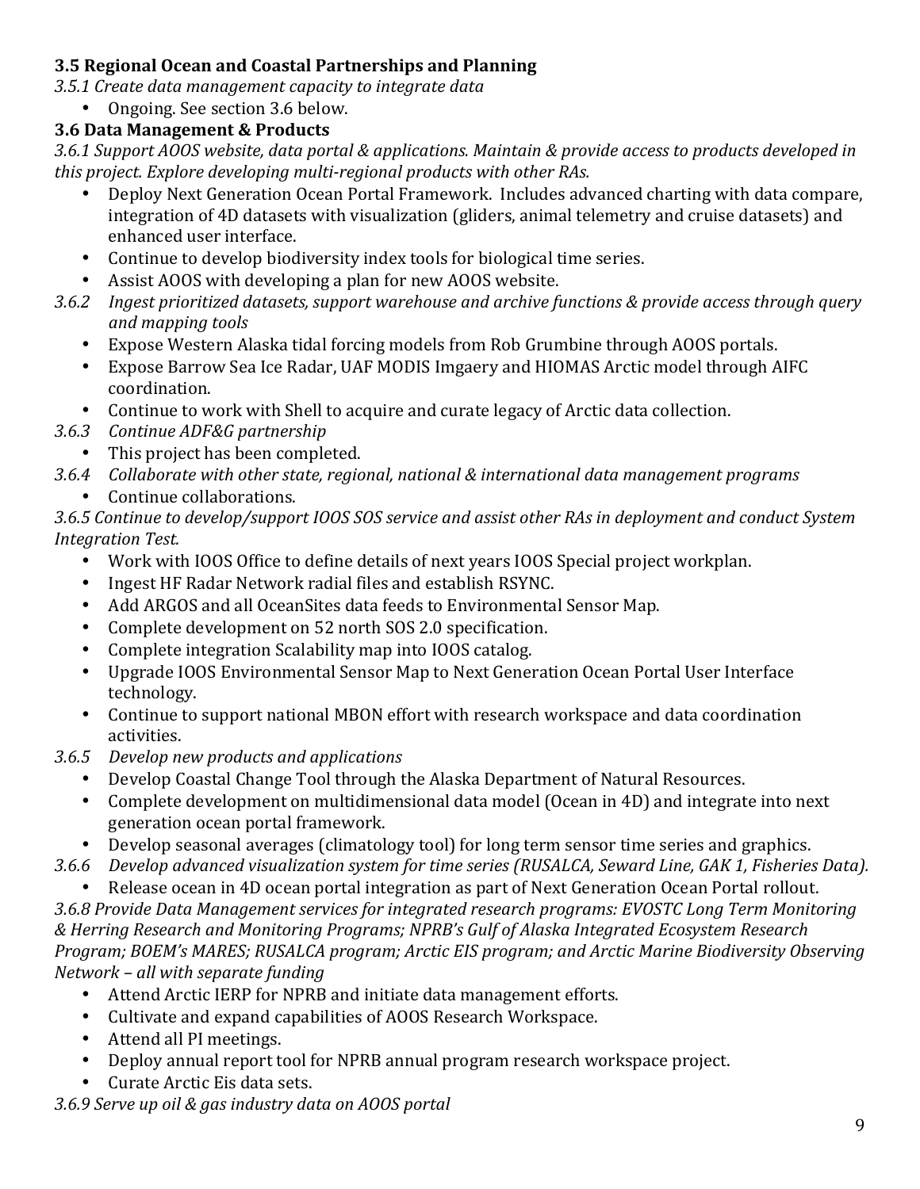**3.5 Regional Ocean and Coastal Partnerships and Planning**

*3.5.1 Create data management capacity to integrate data*

- Ongoing. See section 3.6 below.

**3.6 Data Management & Products**

*3.6.1 Support AOOS website, data portal & applications. Maintain & provide access to products developed in this project. Explore developing multi-regional products with other RAs.*

- Deploy Next Generation Ocean Portal Framework. Includes advanced charting with data compare, integration of 4D datasets with visualization (gliders, animal telemetry and cruise datasets) and enhanced user interface.
- Continue to develop biodiversity index tools for biological time series.
- Assist AOOS with developing a plan for new AOOS website.

*3.6.2 Ingest prioritized datasets, support warehouse and archive functions & provide access through query and mapping tools*

- Expose Western Alaska tidal forcing models from Rob Grumbine through AOOS portals.
- Expose Barrow Sea Ice Radar, UAF MODIS Imgaery and HIOMAS Arctic model through AIFC coordination.
- Continue to work with Shell to acquire and curate legacy of Arctic data collection.

*3.6.3 Continue ADF&G partnership*

- This project has been completed.

*3.6.4 Collaborate with other state, regional, national & international data management programs*

- Continue collaborations.

*3.6.5 Continue to develop/support IOOS SOS service and assist other RAs in deployment and conduct System Integration Test.*

- Work with IOOS Office to define details of next years IOOS Special project workplan.
- Ingest HF Radar Network radial files and establish RSYNC.
- Add ARGOS and all OceanSites data feeds to Environmental Sensor Map.
- Complete development on 52 north SOS 2.0 specification.
- Complete integration Scalability map into IOOS catalog.
- Upgrade IOOS Environmental Sensor Map to Next Generation Ocean Portal User Interface technology.
- Continue to support national MBON effort with research workspace and data coordination activities.

*3.6.5 Develop new products and applications*

- Develop Coastal Change Tool through the Alaska Department of Natural Resources.
- Complete development on multidimensional data model (Ocean in 4D) and integrate into next generation ocean portal framework.
- Develop seasonal averages (climatology tool) for long term sensor time series and graphics.

*3.6.6 Develop advanced visualization system for time series (RUSALCA, Seward Line, GAK 1, Fisheries Data).*

- Release ocean in 4D ocean portal integration as part of Next Generation Ocean Portal rollout.

*3.6.8 Provide Data Management services for integrated research programs: EVOSTC Long Term Monitoring & Herring Research and Monitoring Programs; NPRB's Gulf of Alaska Integrated Ecosystem Research Program; BOEM's MARES; RUSALCA program; Arctic EIS program; and Arctic Marine Biodiversity Observing Network – all with separate funding*

- Attend Arctic IERP for NPRB and initiate data management efforts.
- Cultivate and expand capabilities of AOOS Research Workspace.
- Attend all PI meetings.
- Deploy annual report tool for NPRB annual program research workspace project.
- Curate Arctic Eis data sets.

*3.6.9 Serve up oil & gas industry data on AOOS portal*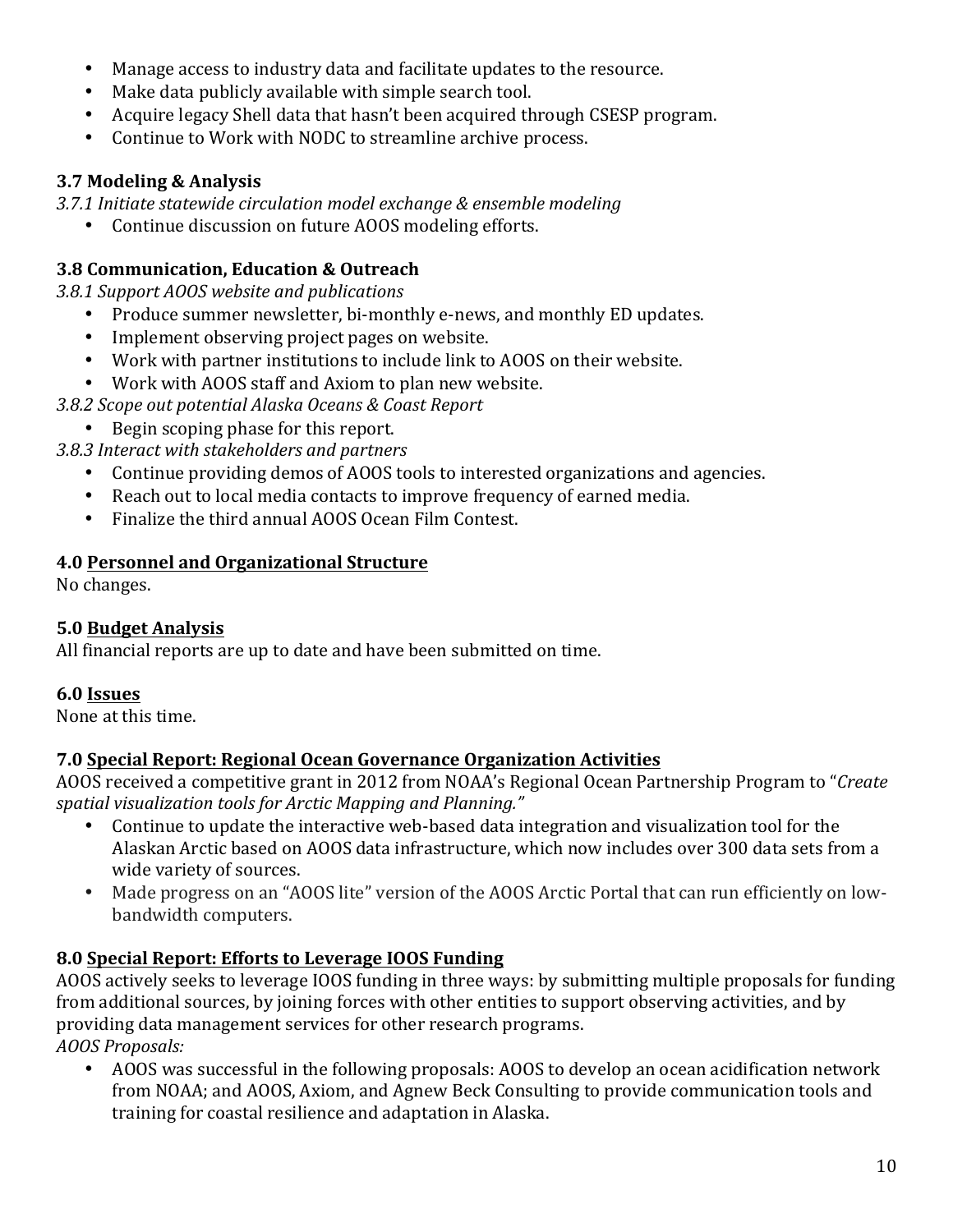- Manage access to industry data and facilitate updates to the resource.
- Make data publicly available with simple search tool.
- Acquire legacy Shell data that hasn't been acquired through CSESP program.
- Continue to Work with NODC to streamline archive process.

### 3.7 Modeling & Analysis

*3.7.1 Initiate statewide circulation model exchange & ensemble modeling*

- Continue discussion on future AOOS modeling efforts.

### 3.8 Communication, Education & Outreach

*3.8.1 Support AOOS website and publications*

- Produce summer newsletter, bi-monthly e-news, and monthly ED updates.
- Implement observing project pages on website.
- Work with partner institutions to include link to AOOS on their website.
- Work with AOOS staff and Axiom to plan new website.

*3.8.2 Scope out potential Alaska Oceans & Coast Report*

- Begin scoping phase for this report.

*3.8.3 Interact with stakeholders and partners*

- Continue providing demos of AOOS tools to interested organizations and agencies.
- Reach out to local media contacts to improve frequency of earned media.
- Finalize the third annual AOOS Ocean Film Contest.

## 4.0 Personnel and Organizational Structure

No changes.

## 5.0 Budget Analysis

All financial reports are up to date and have been submitted on time.

## 6.0 Issues

None at this time.

## 7.0 Special Report: Regional Ocean Governance Organization Activities

AOOS received a competitive grant in 2012 from NOAA's Regional Ocean Partnership Program to "*Create spatial visualization tools for Arctic Mapping and Planning.*"

- Continue to update the interactive web-based data integration and visualization tool for the Alaskan Arctic based on AOOS data infrastructure, which now includes over 300 data sets from a wide variety of sources.
- Made progress on an "AOOS lite" version of the AOOS Arctic Portal that can run efficiently on low-bandwidth computers.

## 8.0 Special Report: Efforts to Leverage IOOS Funding

AOOS actively seeks to leverage IOOS funding in three ways: by submitting multiple proposals for funding from additional sources, by joining forces with other entities to support observing activities, and by providing data management services for other research programs.

*AOOS Proposals:*

- AOOS was successful in the following proposals: AOOS to develop an ocean acidification network from NOAA; and AOOS, Axiom, and Agnew Beck Consulting to provide communication tools and training for coastal resilience and adaptation in Alaska.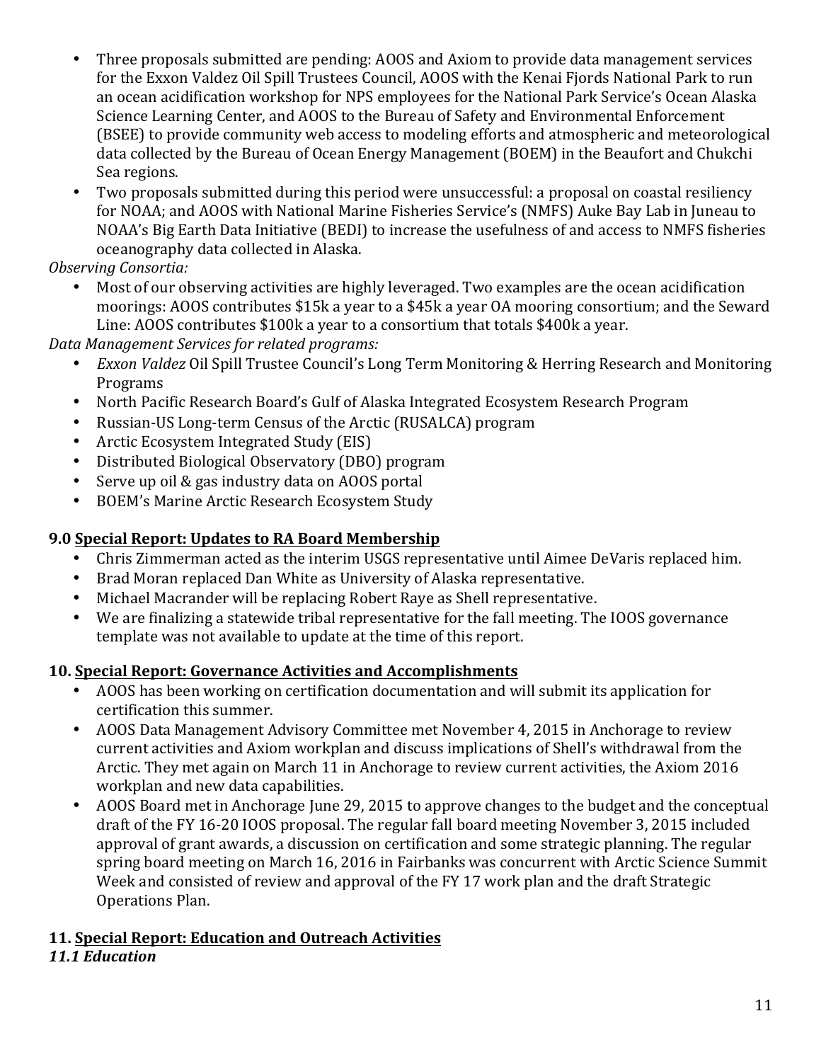- Three proposals submitted are pending: AOOS and Axiom to provide data management services for the Exxon Valdez Oil Spill Trustees Council, AOOS with the Kenai Fjords National Park to run an ocean acidification workshop for NPS employees for the National Park Service's Ocean Alaska Science Learning Center, and AOOS to the Bureau of Safety and Environmental Enforcement (BSEE) to provide community web access to modeling efforts and atmospheric and meteorological data collected by the Bureau of Ocean Energy Management (BOEM) in the Beaufort and Chukchi Sea regions.
- Two proposals submitted during this period were unsuccessful: a proposal on coastal resiliency for NOAA; and AOOS with National Marine Fisheries Service's (NMFS) Auke Bay Lab in Juneau to NOAA's Big Earth Data Initiative (BEDI) to increase the usefulness of and access to NMFS fisheries oceanography data collected in Alaska.

*Observing Consortia:*

- Most of our observing activities are highly leveraged. Two examples are the ocean acidification moorings: AOOS contributes $15k a year to a $45k a year OA mooring consortium; and the Seward Line: AOOS contributes $100k a year to a consortium that totals $400k a year.

*Data Management Services for related programs:*

- *Exxon Valdez* Oil Spill Trustee Council's Long Term Monitoring & Herring Research and Monitoring Programs
- North Pacific Research Board's Gulf of Alaska Integrated Ecosystem Research Program
- Russian-US Long-term Census of the Arctic (RUSALCA) program
- Arctic Ecosystem Integrated Study (EIS)
- Distributed Biological Observatory (DBO) program
- Serve up oil & gas industry data on AOOS portal
- BOEM's Marine Arctic Research Ecosystem Study

## 9.0 Special Report: Updates to RA Board Membership

- Chris Zimmerman acted as the interim USGS representative until Aimee DeVaris replaced him.
- Brad Moran replaced Dan White as University of Alaska representative.
- Michael Macrander will be replacing Robert Raye as Shell representative.
- We are finalizing a statewide tribal representative for the fall meeting. The IOOS governance template was not available to update at the time of this report.

## 10. Special Report: Governance Activities and Accomplishments

- AOOS has been working on certification documentation and will submit its application for certification this summer.
- AOOS Data Management Advisory Committee met November 4, 2015 in Anchorage to review current activities and Axiom workplan and discuss implications of Shell's withdrawal from the Arctic. They met again on March 11 in Anchorage to review current activities, the Axiom 2016 workplan and new data capabilities.
- AOOS Board met in Anchorage June 29, 2015 to approve changes to the budget and the conceptual draft of the FY 16-20 IOOS proposal. The regular fall board meeting November 3, 2015 included approval of grant awards, a discussion on certification and some strategic planning. The regular spring board meeting on March 16, 2016 in Fairbanks was concurrent with Arctic Science Summit Week and consisted of review and approval of the FY 17 work plan and the draft Strategic Operations Plan.

## 11. Special Report: Education and Outreach Activities

### *11.1 Education*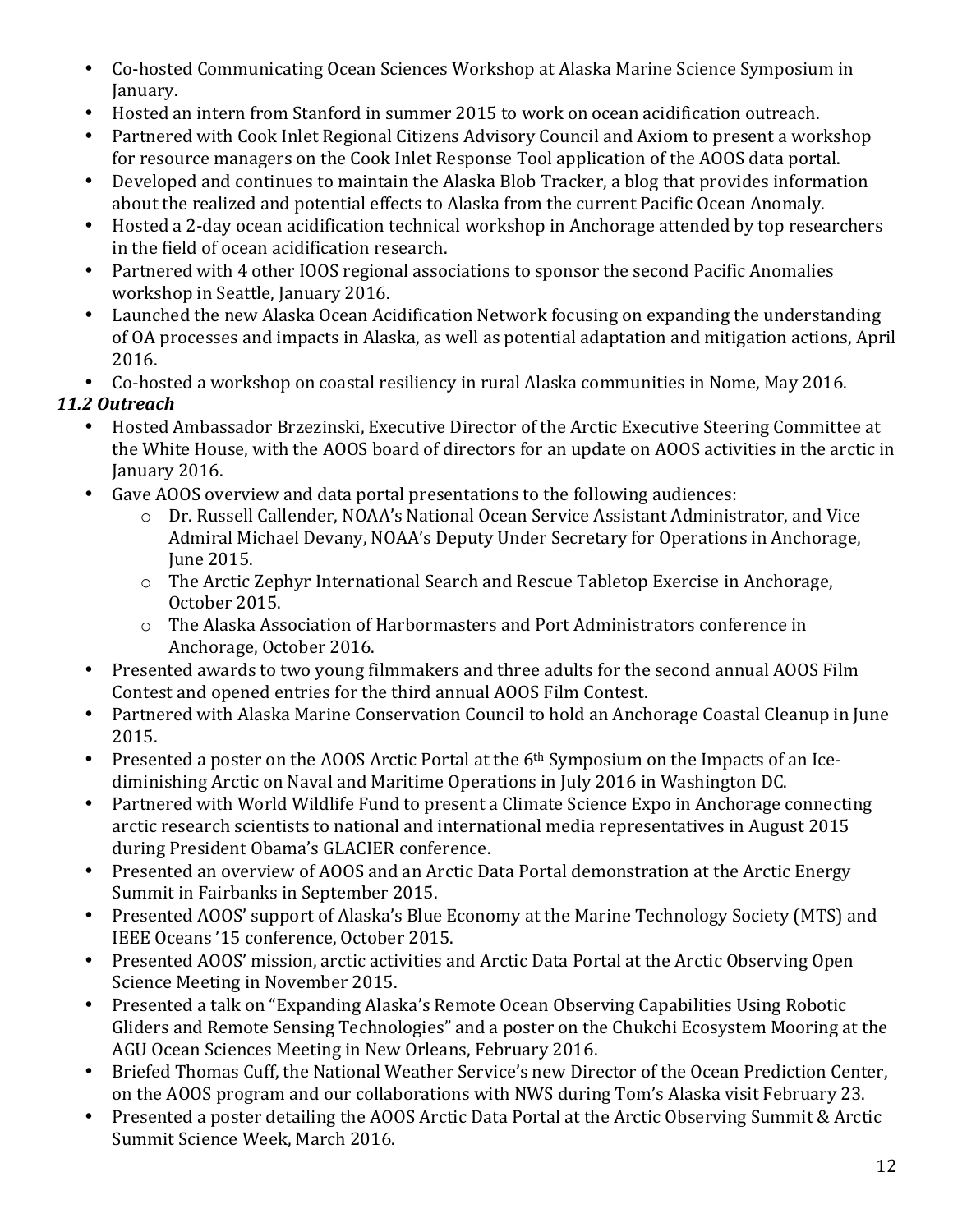- Co-hosted Communicating Ocean Sciences Workshop at Alaska Marine Science Symposium in January.
- Hosted an intern from Stanford in summer 2015 to work on ocean acidification outreach.
- Partnered with Cook Inlet Regional Citizens Advisory Council and Axiom to present a workshop for resource managers on the Cook Inlet Response Tool application of the AOOS data portal.
- Developed and continues to maintain the Alaska Blob Tracker, a blog that provides information about the realized and potential effects to Alaska from the current Pacific Ocean Anomaly.
- Hosted a 2-day ocean acidification technical workshop in Anchorage attended by top researchers in the field of ocean acidification research.
- Partnered with 4 other IOOS regional associations to sponsor the second Pacific Anomalies workshop in Seattle, January 2016.
- Launched the new Alaska Ocean Acidification Network focusing on expanding the understanding of OA processes and impacts in Alaska, as well as potential adaptation and mitigation actions, April 2016.
- Co-hosted a workshop on coastal resiliency in rural Alaska communities in Nome, May 2016.

### *11.2 Outreach*

- Hosted Ambassador Brzezinski, Executive Director of the Arctic Executive Steering Committee at the White House, with the AOOS board of directors for an update on AOOS activities in the arctic in January 2016.
- Gave AOOS overview and data portal presentations to the following audiences:
  - Dr. Russell Callender, NOAA's National Ocean Service Assistant Administrator, and Vice Admiral Michael Devany, NOAA's Deputy Under Secretary for Operations in Anchorage, June 2015.
  - The Arctic Zephyr International Search and Rescue Tabletop Exercise in Anchorage, October 2015.
  - The Alaska Association of Harbormasters and Port Administrators conference in Anchorage, October 2016.
- Presented awards to two young filmmakers and three adults for the second annual AOOS Film Contest and opened entries for the third annual AOOS Film Contest.
- Partnered with Alaska Marine Conservation Council to hold an Anchorage Coastal Cleanup in June 2015.
- Presented a poster on the AOOS Arctic Portal at the 6th Symposium on the Impacts of an Ice-diminishing Arctic on Naval and Maritime Operations in July 2016 in Washington DC.
- Partnered with World Wildlife Fund to present a Climate Science Expo in Anchorage connecting arctic research scientists to national and international media representatives in August 2015 during President Obama's GLACIER conference.
- Presented an overview of AOOS and an Arctic Data Portal demonstration at the Arctic Energy Summit in Fairbanks in September 2015.
- Presented AOOS' support of Alaska's Blue Economy at the Marine Technology Society (MTS) and IEEE Oceans '15 conference, October 2015.
- Presented AOOS' mission, arctic activities and Arctic Data Portal at the Arctic Observing Open Science Meeting in November 2015.
- Presented a talk on "Expanding Alaska's Remote Ocean Observing Capabilities Using Robotic Gliders and Remote Sensing Technologies" and a poster on the Chukchi Ecosystem Mooring at the AGU Ocean Sciences Meeting in New Orleans, February 2016.
- Briefed Thomas Cuff, the National Weather Service's new Director of the Ocean Prediction Center, on the AOOS program and our collaborations with NWS during Tom's Alaska visit February 23.
- Presented a poster detailing the AOOS Arctic Data Portal at the Arctic Observing Summit & Arctic Summit Science Week, March 2016.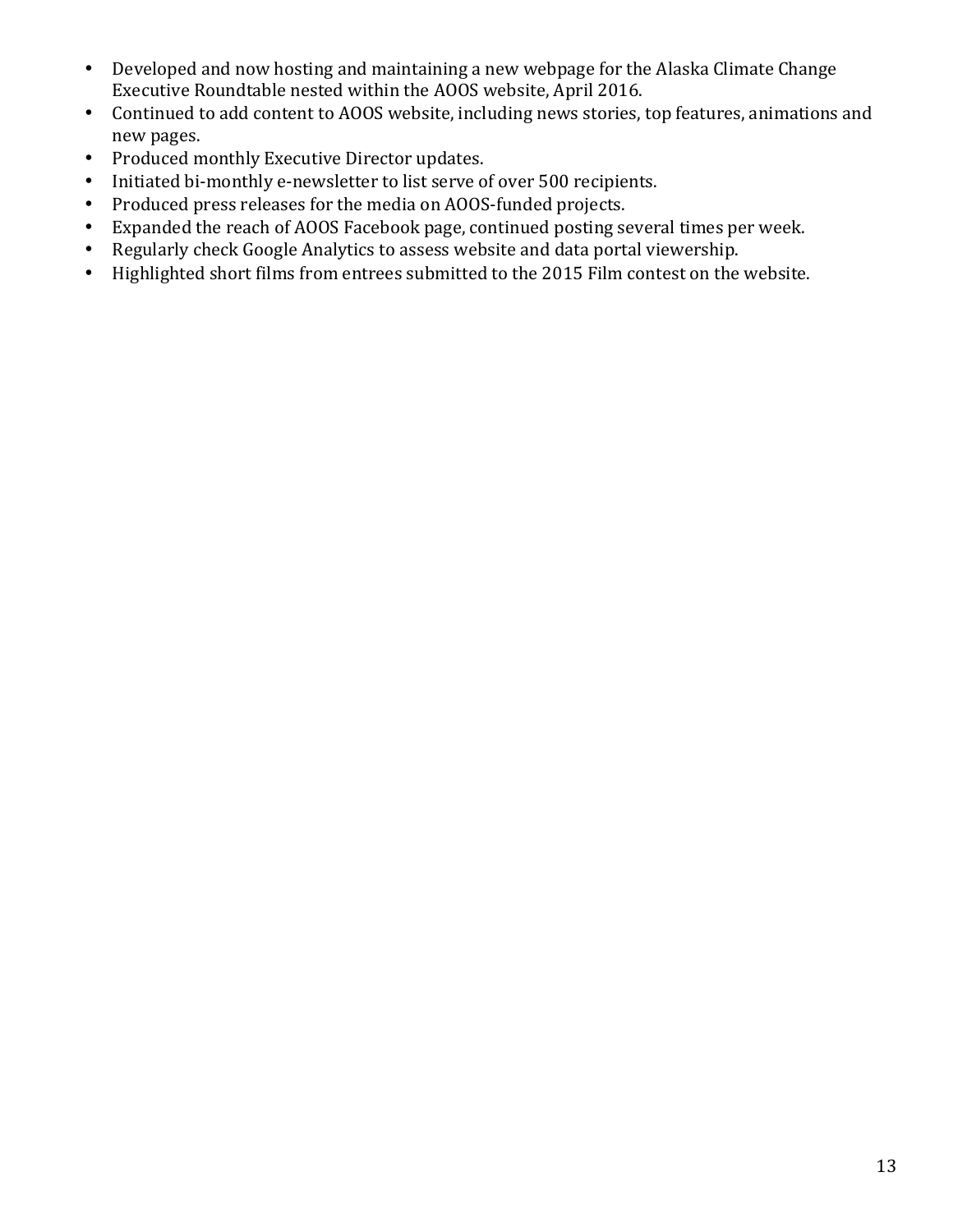- Developed and now hosting and maintaining a new webpage for the Alaska Climate Change Executive Roundtable nested within the AOOS website, April 2016.
- Continued to add content to AOOS website, including news stories, top features, animations and new pages.
- Produced monthly Executive Director updates.
- Initiated bi-monthly e-newsletter to list serve of over 500 recipients.
- Produced press releases for the media on AOOS-funded projects.
- Expanded the reach of AOOS Facebook page, continued posting several times per week.
- Regularly check Google Analytics to assess website and data portal viewership.
- Highlighted short films from entrees submitted to the 2015 Film contest on the website.